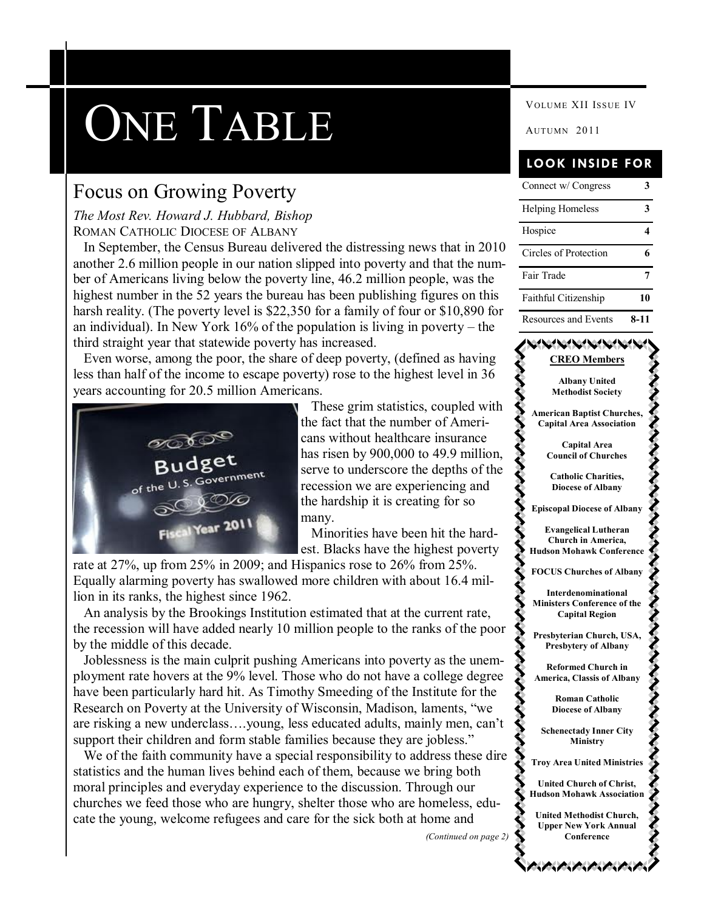# One Table

Volume XII Issue IV

Autumn 2011

## Focus on Growing Poverty

*The Most Rev. Howard J. Hubbard, Bishop*
Roman Catholic Diocese of Albany

In September, the Census Bureau delivered the distressing news that in 2010 another 2.6 million people in our nation slipped into poverty and that the number of Americans living below the poverty line, 46.2 million people, was the highest number in the 52 years the bureau has been publishing figures on this harsh reality. (The poverty level is $22,350 for a family of four or $10,890 for an individual). In New York 16% of the population is living in poverty – the third straight year that statewide poverty has increased.

Even worse, among the poor, the share of deep poverty, (defined as having less than half of the income to escape poverty) rose to the highest level in 36 years accounting for 20.5 million Americans.

These grim statistics, coupled with the fact that the number of Americans without healthcare insurance has risen by 900,000 to 49.9 million, serve to underscore the depths of the recession we are experiencing and the hardship it is creating for so many.

Minorities have been hit the hardest. Blacks have the highest poverty rate at 27%, up from 25% in 2009; and Hispanics rose to 26% from 25%. Equally alarming poverty has swallowed more children with about 16.4 million in its ranks, the highest since 1962.

An analysis by the Brookings Institution estimated that at the current rate, the recession will have added nearly 10 million people to the ranks of the poor by the middle of this decade.

Joblessness is the main culprit pushing Americans into poverty as the unemployment rate hovers at the 9% level. Those who do not have a college degree have been particularly hard hit. As Timothy Smeeding of the Institute for the Research on Poverty at the University of Wisconsin, Madison, laments, "we are risking a new underclass….young, less educated adults, mainly men, can't support their children and form stable families because they are jobless."

We of the faith community have a special responsibility to address these dire statistics and the human lives behind each of them, because we bring both moral principles and everyday experience to the discussion. Through our churches we feed those who are hungry, shelter those who are homeless, educate the young, welcome refugees and care for the sick both at home and

*(Continued on page 2)*

### Look Inside For

| | |
|---|---|
| Connect w/ Congress | 3 |
| Helping Homeless | 3 |
| Hospice | 4 |
| Circles of Protection | 6 |
| Fair Trade | 7 |
| Faithful Citizenship | 10 |
| Resources and Events | 8-11 |

### CREO Members

**Albany United Methodist Society**

**American Baptist Churches, Capital Area Association**

**Capital Area Council of Churches**

**Catholic Charities, Diocese of Albany**

**Episcopal Diocese of Albany**

**Evangelical Lutheran Church in America, Hudson Mohawk Conference**

**FOCUS Churches of Albany**

**Interdenominational Ministers Conference of the Capital Region**

**Presbyterian Church, USA, Presbytery of Albany**

**Reformed Church in America, Classis of Albany**

**Roman Catholic Diocese of Albany**

**Schenectady Inner City Ministry**

**Troy Area United Ministries**

**United Church of Christ, Hudson Mohawk Association**

**United Methodist Church, Upper New York Annual Conference**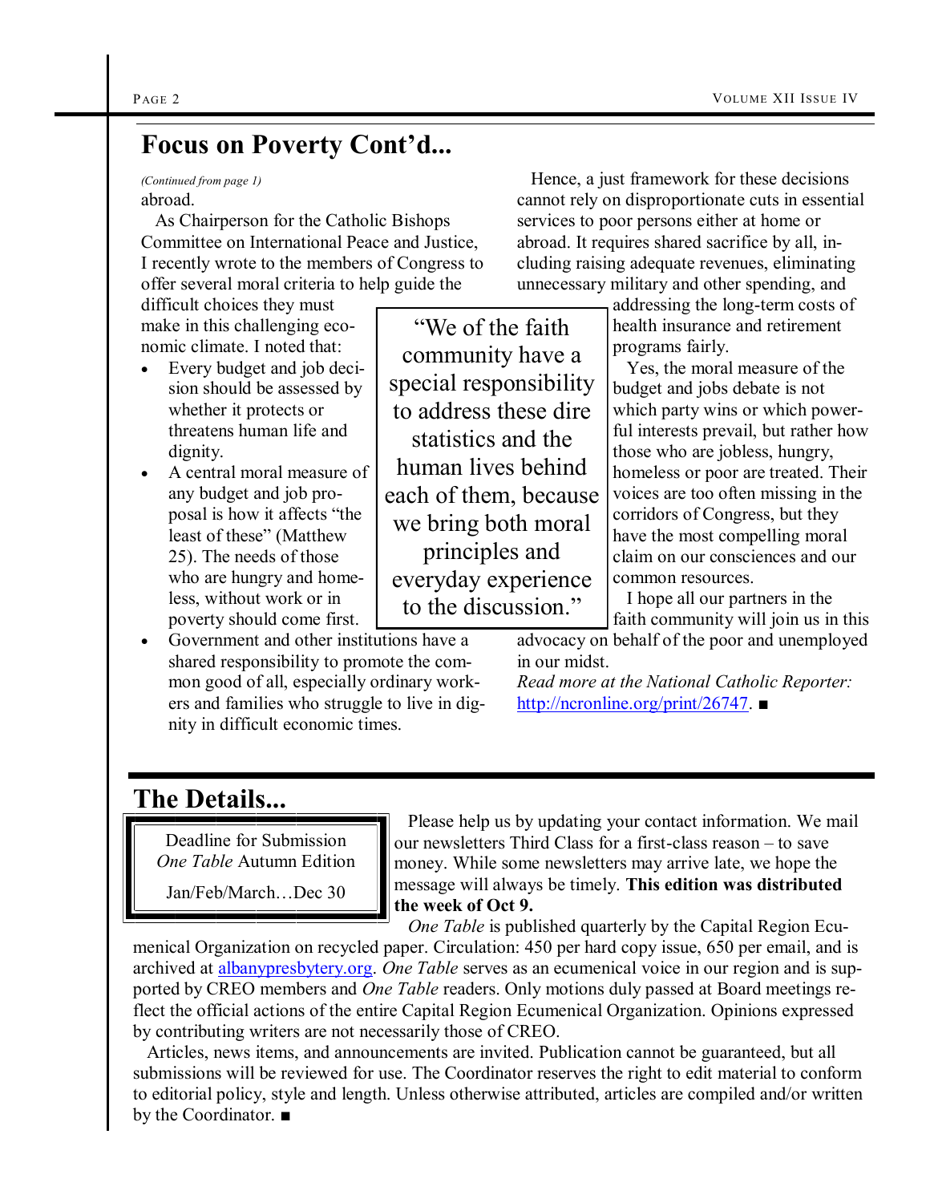## Focus on Poverty Cont'd...

*(Continued from page 1)*

abroad.

As Chairperson for the Catholic Bishops Committee on International Peace and Justice, I recently wrote to the members of Congress to offer several moral criteria to help guide the difficult choices they must make in this challenging economic climate. I noted that:

- Every budget and job decision should be assessed by whether it protects or threatens human life and dignity.
- A central moral measure of any budget and job proposal is how it affects "the least of these" (Matthew 25). The needs of those who are hungry and homeless, without work or in poverty should come first.
- Government and other institutions have a shared responsibility to promote the common good of all, especially ordinary workers and families who struggle to live in dignity in difficult economic times.

"We of the faith community have a special responsibility to address these dire statistics and the human lives behind each of them, because we bring both moral principles and everyday experience to the discussion."

Hence, a just framework for these decisions cannot rely on disproportionate cuts in essential services to poor persons either at home or abroad. It requires shared sacrifice by all, including raising adequate revenues, eliminating unnecessary military and other spending, and addressing the long-term costs of health insurance and retirement programs fairly.

Yes, the moral measure of the budget and jobs debate is not which party wins or which powerful interests prevail, but rather how those who are jobless, hungry, homeless or poor are treated. Their voices are too often missing in the corridors of Congress, but they have the most compelling moral claim on our consciences and our common resources.

I hope all our partners in the faith community will join us in this advocacy on behalf of the poor and unemployed in our midst.

*Read more at the National Catholic Reporter:* http://ncronline.org/print/26747. ■

## The Details...

Deadline for Submission
*One Table* Autumn Edition

Jan/Feb/March…Dec 30

Please help us by updating your contact information. We mail our newsletters Third Class for a first-class reason – to save money. While some newsletters may arrive late, we hope the message will always be timely. **This edition was distributed the week of Oct 9.**

*One Table* is published quarterly by the Capital Region Ecumenical Organization on recycled paper. Circulation: 450 per hard copy issue, 650 per email, and is archived at albanypresbytery.org. *One Table* serves as an ecumenical voice in our region and is supported by CREO members and *One Table* readers. Only motions duly passed at Board meetings reflect the official actions of the entire Capital Region Ecumenical Organization. Opinions expressed by contributing writers are not necessarily those of CREO.

Articles, news items, and announcements are invited. Publication cannot be guaranteed, but all submissions will be reviewed for use. The Coordinator reserves the right to edit material to conform to editorial policy, style and length. Unless otherwise attributed, articles are compiled and/or written by the Coordinator. ■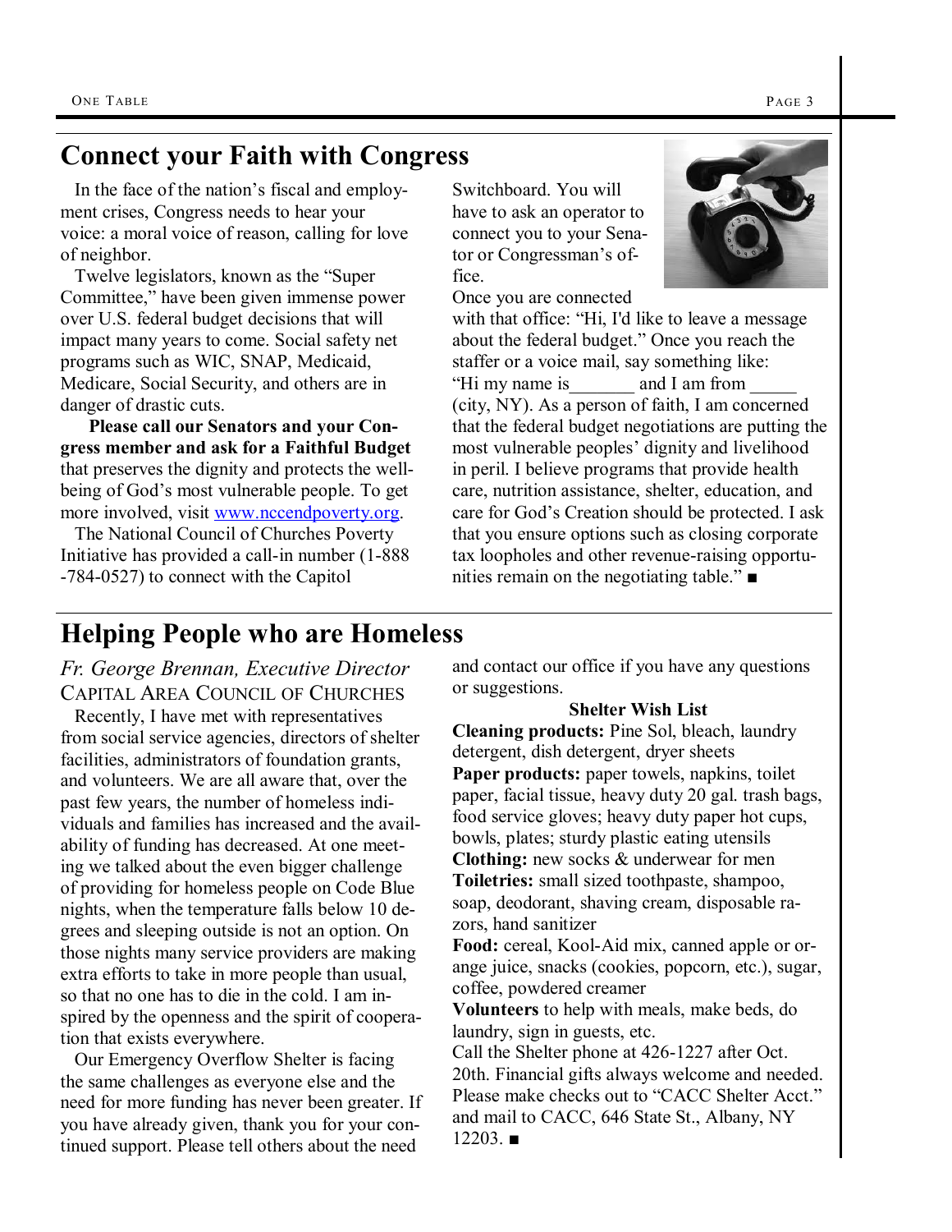## Connect your Faith with Congress

In the face of the nation's fiscal and employment crises, Congress needs to hear your voice: a moral voice of reason, calling for love of neighbor.

Twelve legislators, known as the "Super Committee," have been given immense power over U.S. federal budget decisions that will impact many years to come. Social safety net programs such as WIC, SNAP, Medicaid, Medicare, Social Security, and others are in danger of drastic cuts.

**Please call our Senators and your Congress member and ask for a Faithful Budget** that preserves the dignity and protects the well-being of God's most vulnerable people. To get more involved, visit www.nccendpoverty.org.

The National Council of Churches Poverty Initiative has provided a call-in number (1-888-784-0527) to connect with the Capitol Switchboard. You will have to ask an operator to connect you to your Senator or Congressman's office.

Once you are connected with that office: "Hi, I'd like to leave a message about the federal budget." Once you reach the staffer or a voice mail, say something like: "Hi my name is_______ and I am from _____ (city, NY). As a person of faith, I am concerned that the federal budget negotiations are putting the most vulnerable peoples' dignity and livelihood in peril. I believe programs that provide health care, nutrition assistance, shelter, education, and care for God's Creation should be protected. I ask that you ensure options such as closing corporate tax loopholes and other revenue-raising opportunities remain on the negotiating table." ■

## Helping People who are Homeless

*Fr. George Brennan, Executive Director*
CAPITAL AREA COUNCIL OF CHURCHES

Recently, I have met with representatives from social service agencies, directors of shelter facilities, administrators of foundation grants, and volunteers. We are all aware that, over the past few years, the number of homeless individuals and families has increased and the availability of funding has decreased. At one meeting we talked about the even bigger challenge of providing for homeless people on Code Blue nights, when the temperature falls below 10 degrees and sleeping outside is not an option. On those nights many service providers are making extra efforts to take in more people than usual, so that no one has to die in the cold. I am inspired by the openness and the spirit of cooperation that exists everywhere.

Our Emergency Overflow Shelter is facing the same challenges as everyone else and the need for more funding has never been greater. If you have already given, thank you for your continued support. Please tell others about the need and contact our office if you have any questions or suggestions.

**Shelter Wish List**

**Cleaning products:** Pine Sol, bleach, laundry detergent, dish detergent, dryer sheets
**Paper products:** paper towels, napkins, toilet paper, facial tissue, heavy duty 20 gal. trash bags, food service gloves; heavy duty paper hot cups, bowls, plates; sturdy plastic eating utensils
**Clothing:** new socks & underwear for men
**Toiletries:** small sized toothpaste, shampoo, soap, deodorant, shaving cream, disposable razors, hand sanitizer
**Food:** cereal, Kool-Aid mix, canned apple or orange juice, snacks (cookies, popcorn, etc.), sugar, coffee, powdered creamer
**Volunteers** to help with meals, make beds, do laundry, sign in guests, etc.

Call the Shelter phone at 426-1227 after Oct. 20th. Financial gifts always welcome and needed. Please make checks out to "CACC Shelter Acct." and mail to CACC, 646 State St., Albany, NY 12203. ■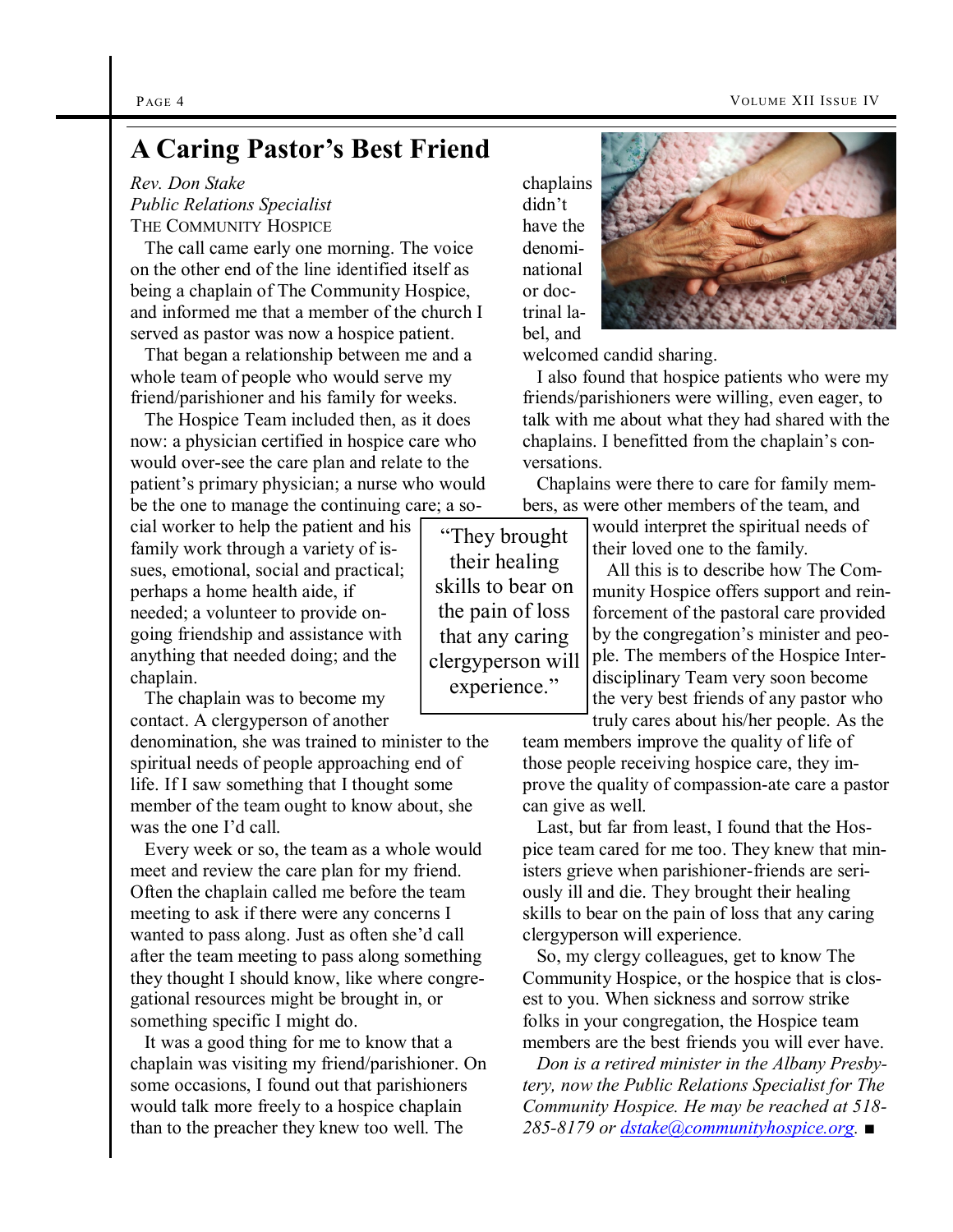## A Caring Pastor's Best Friend

*Rev. Don Stake*
*Public Relations Specialist*
THE COMMUNITY HOSPICE

The call came early one morning. The voice on the other end of the line identified itself as being a chaplain of The Community Hospice, and informed me that a member of the church I served as pastor was now a hospice patient.

That began a relationship between me and a whole team of people who would serve my friend/parishioner and his family for weeks.

The Hospice Team included then, as it does now: a physician certified in hospice care who would over-see the care plan and relate to the patient's primary physician; a nurse who would be the one to manage the continuing care; a social worker to help the patient and his family work through a variety of issues, emotional, social and practical; perhaps a home health aide, if needed; a volunteer to provide ongoing friendship and assistance with anything that needed doing; and the chaplain.

The chaplain was to become my contact. A clergyperson of another denomination, she was trained to minister to the spiritual needs of people approaching end of life. If I saw something that I thought some member of the team ought to know about, she was the one I'd call.

Every week or so, the team as a whole would meet and review the care plan for my friend. Often the chaplain called me before the team meeting to ask if there were any concerns I wanted to pass along. Just as often she'd call after the team meeting to pass along something they thought I should know, like where congregational resources might be brought in, or something specific I might do.

It was a good thing for me to know that a chaplain was visiting my friend/parishioner. On some occasions, I found out that parishioners would talk more freely to a hospice chaplain than to the preacher they knew too well. The chaplains didn't have the denominational or doctrinal label, and welcomed candid sharing.

I also found that hospice patients who were my friends/parishioners were willing, even eager, to talk with me about what they had shared with the chaplains. I benefitted from the chaplain's conversations.

Chaplains were there to care for family members, as were other members of the team, and would interpret the spiritual needs of their loved one to the family.

> "They brought their healing skills to bear on the pain of loss that any caring clergyperson will experience."

All this is to describe how The Community Hospice offers support and reinforcement of the pastoral care provided by the congregation's minister and people. The members of the Hospice Interdisciplinary Team very soon become the very best friends of any pastor who truly cares about his/her people. As the team members improve the quality of life of those people receiving hospice care, they improve the quality of compassion-ate care a pastor can give as well.

Last, but far from least, I found that the Hospice team cared for me too. They knew that ministers grieve when parishioner-friends are seriously ill and die. They brought their healing skills to bear on the pain of loss that any caring clergyperson will experience.

So, my clergy colleagues, get to know The Community Hospice, or the hospice that is closest to you. When sickness and sorrow strike folks in your congregation, the Hospice team members are the best friends you will ever have.

*Don is a retired minister in the Albany Presbytery, now the Public Relations Specialist for The Community Hospice. He may be reached at 518-285-8179 or dstake@communityhospice.org.* ■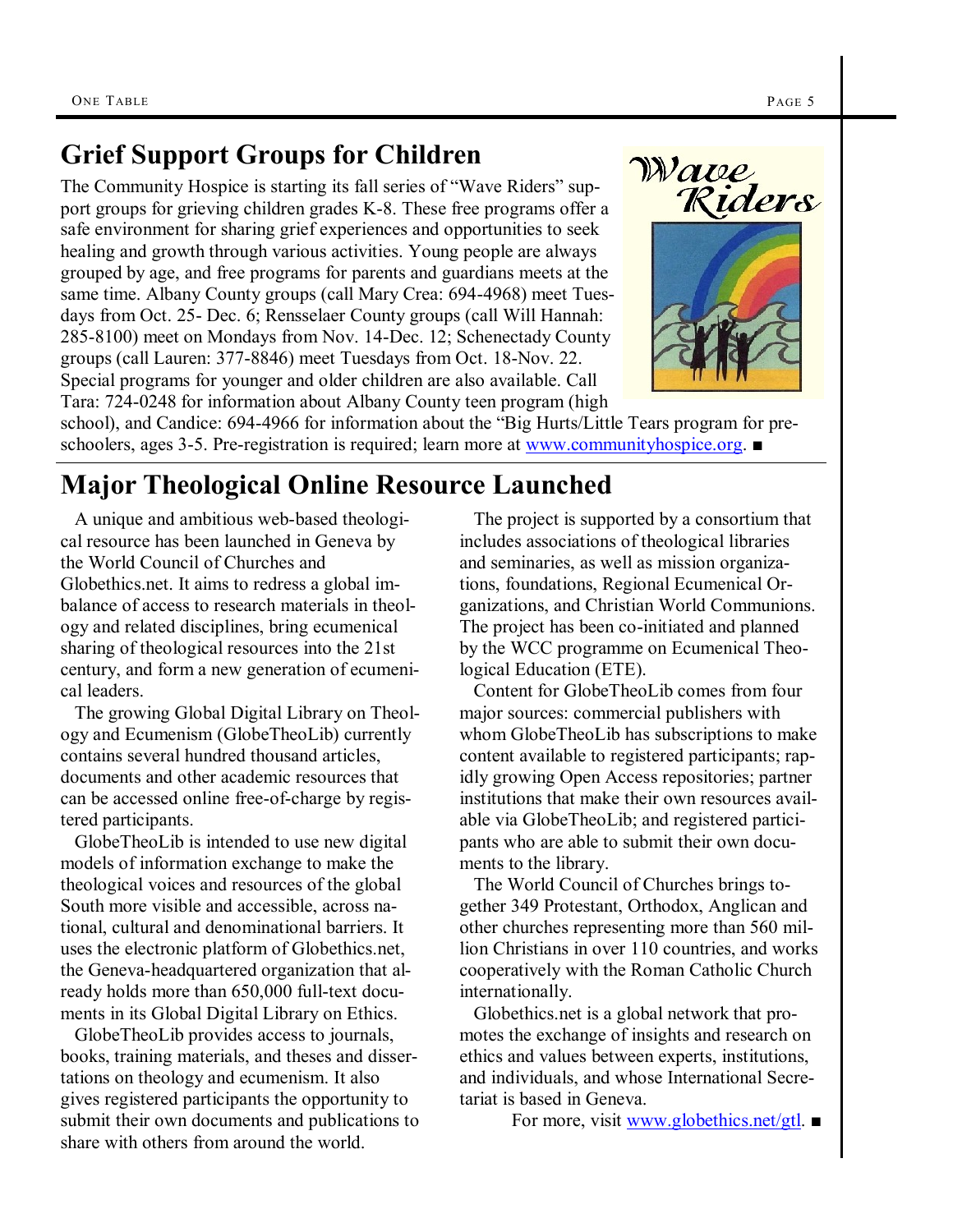## Grief Support Groups for Children

The Community Hospice is starting its fall series of "Wave Riders" support groups for grieving children grades K-8. These free programs offer a safe environment for sharing grief experiences and opportunities to seek healing and growth through various activities. Young people are always grouped by age, and free programs for parents and guardians meets at the same time. Albany County groups (call Mary Crea: 694-4968) meet Tuesdays from Oct. 25- Dec. 6; Rensselaer County groups (call Will Hannah: 285-8100) meet on Mondays from Nov. 14-Dec. 12; Schenectady County groups (call Lauren: 377-8846) meet Tuesdays from Oct. 18-Nov. 22. Special programs for younger and older children are also available. Call Tara: 724-0248 for information about Albany County teen program (high school), and Candice: 694-4966 for information about the "Big Hurts/Little Tears program for preschoolers, ages 3-5. Pre-registration is required; learn more at www.communityhospice.org. ■

## Major Theological Online Resource Launched

A unique and ambitious web-based theological resource has been launched in Geneva by the World Council of Churches and Globethics.net. It aims to redress a global imbalance of access to research materials in theology and related disciplines, bring ecumenical sharing of theological resources into the 21st century, and form a new generation of ecumenical leaders.

The growing Global Digital Library on Theology and Ecumenism (GlobeTheoLib) currently contains several hundred thousand articles, documents and other academic resources that can be accessed online free-of-charge by registered participants.

GlobeTheoLib is intended to use new digital models of information exchange to make the theological voices and resources of the global South more visible and accessible, across national, cultural and denominational barriers. It uses the electronic platform of Globethics.net, the Geneva-headquartered organization that already holds more than 650,000 full-text documents in its Global Digital Library on Ethics.

GlobeTheoLib provides access to journals, books, training materials, and theses and dissertations on theology and ecumenism. It also gives registered participants the opportunity to submit their own documents and publications to share with others from around the world.

The project is supported by a consortium that includes associations of theological libraries and seminaries, as well as mission organizations, foundations, Regional Ecumenical Organizations, and Christian World Communions. The project has been co-initiated and planned by the WCC programme on Ecumenical Theological Education (ETE).

Content for GlobeTheoLib comes from four major sources: commercial publishers with whom GlobeTheoLib has subscriptions to make content available to registered participants; rapidly growing Open Access repositories; partner institutions that make their own resources available via GlobeTheoLib; and registered participants who are able to submit their own documents to the library.

The World Council of Churches brings together 349 Protestant, Orthodox, Anglican and other churches representing more than 560 million Christians in over 110 countries, and works cooperatively with the Roman Catholic Church internationally.

Globethics.net is a global network that promotes the exchange of insights and research on ethics and values between experts, institutions, and individuals, and whose International Secretariat is based in Geneva.

For more, visit www.globethics.net/gtl. ■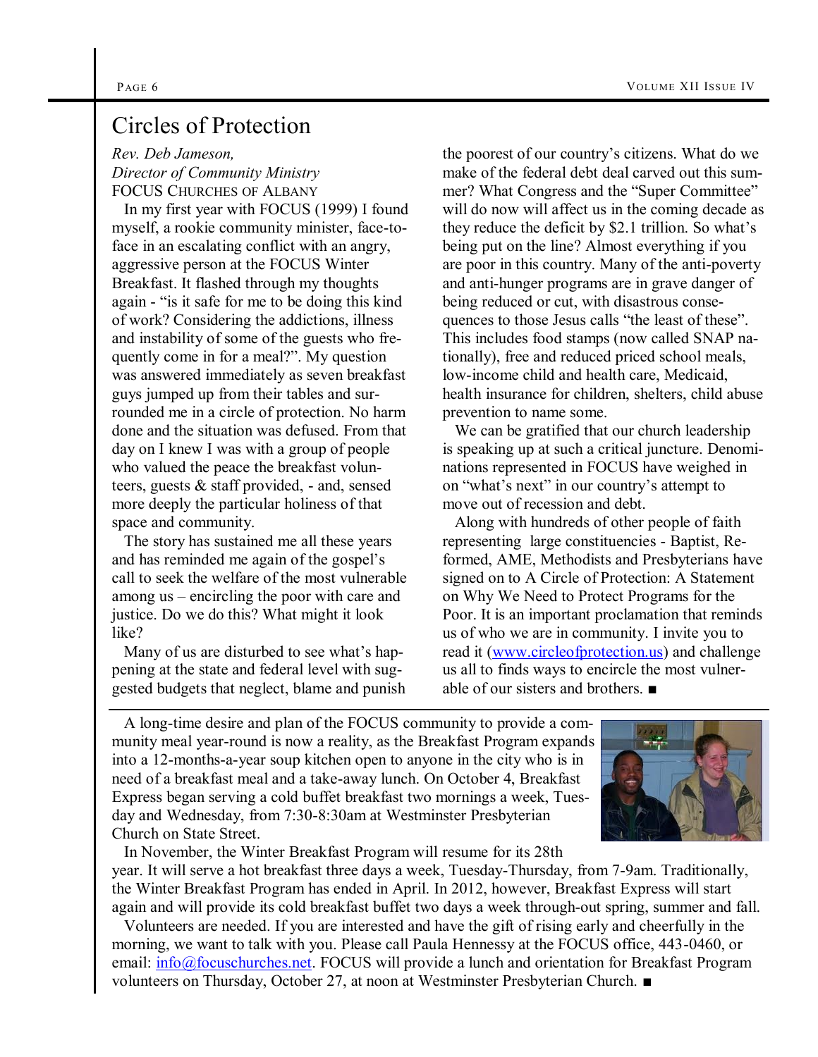# Circles of Protection

*Rev. Deb Jameson,*
*Director of Community Ministry*
FOCUS CHURCHES OF ALBANY

In my first year with FOCUS (1999) I found myself, a rookie community minister, face-to-face in an escalating conflict with an angry, aggressive person at the FOCUS Winter Breakfast. It flashed through my thoughts again - "is it safe for me to be doing this kind of work? Considering the addictions, illness and instability of some of the guests who frequently come in for a meal?". My question was answered immediately as seven breakfast guys jumped up from their tables and surrounded me in a circle of protection. No harm done and the situation was defused. From that day on I knew I was with a group of people who valued the peace the breakfast volunteers, guests & staff provided, - and, sensed more deeply the particular holiness of that space and community.

The story has sustained me all these years and has reminded me again of the gospel's call to seek the welfare of the most vulnerable among us – encircling the poor with care and justice. Do we do this? What might it look like?

Many of us are disturbed to see what's happening at the state and federal level with suggested budgets that neglect, blame and punish the poorest of our country's citizens. What do we make of the federal debt deal carved out this summer? What Congress and the "Super Committee" will do now will affect us in the coming decade as they reduce the deficit by $2.1 trillion. So what's being put on the line? Almost everything if you are poor in this country. Many of the anti-poverty and anti-hunger programs are in grave danger of being reduced or cut, with disastrous consequences to those Jesus calls "the least of these". This includes food stamps (now called SNAP nationally), free and reduced priced school meals, low-income child and health care, Medicaid, health insurance for children, shelters, child abuse prevention to name some.

We can be gratified that our church leadership is speaking up at such a critical juncture. Denominations represented in FOCUS have weighed in on "what's next" in our country's attempt to move out of recession and debt.

Along with hundreds of other people of faith representing large constituencies - Baptist, Reformed, AME, Methodists and Presbyterians have signed on to A Circle of Protection: A Statement on Why We Need to Protect Programs for the Poor. It is an important proclamation that reminds us of who we are in community. I invite you to read it (www.circleofprotection.us) and challenge us all to finds ways to encircle the most vulnerable of our sisters and brothers. ■

---

A long-time desire and plan of the FOCUS community to provide a community meal year-round is now a reality, as the Breakfast Program expands into a 12-months-a-year soup kitchen open to anyone in the city who is in need of a breakfast meal and a take-away lunch. On October 4, Breakfast Express began serving a cold buffet breakfast two mornings a week, Tuesday and Wednesday, from 7:30-8:30am at Westminster Presbyterian Church on State Street.

In November, the Winter Breakfast Program will resume for its 28th year. It will serve a hot breakfast three days a week, Tuesday-Thursday, from 7-9am. Traditionally, the Winter Breakfast Program has ended in April. In 2012, however, Breakfast Express will start again and will provide its cold breakfast buffet two days a week through-out spring, summer and fall.

Volunteers are needed. If you are interested and have the gift of rising early and cheerfully in the morning, we want to talk with you. Please call Paula Hennessy at the FOCUS office, 443-0460, or email: info@focuschurches.net. FOCUS will provide a lunch and orientation for Breakfast Program volunteers on Thursday, October 27, at noon at Westminster Presbyterian Church. ■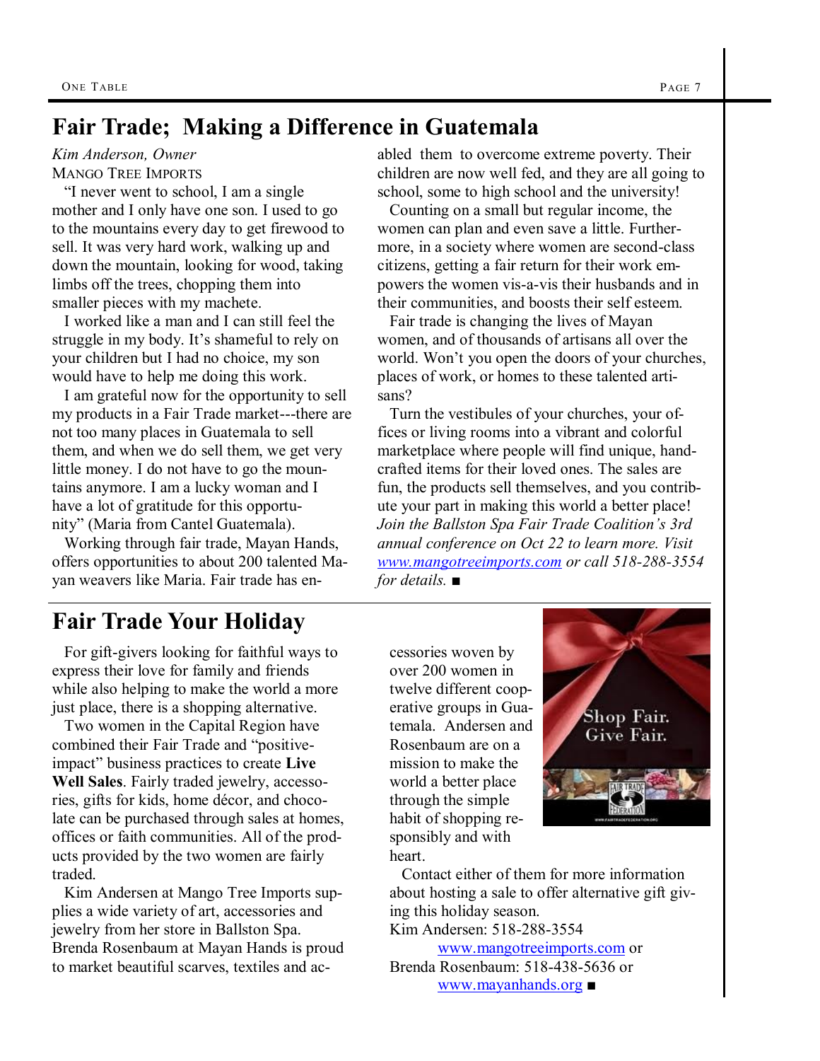## Fair Trade; Making a Difference in Guatemala

*Kim Anderson, Owner*
MANGO TREE IMPORTS

"I never went to school, I am a single mother and I only have one son. I used to go to the mountains every day to get firewood to sell. It was very hard work, walking up and down the mountain, looking for wood, taking limbs off the trees, chopping them into smaller pieces with my machete.

I worked like a man and I can still feel the struggle in my body. It's shameful to rely on your children but I had no choice, my son would have to help me doing this work.

I am grateful now for the opportunity to sell my products in a Fair Trade market---there are not too many places in Guatemala to sell them, and when we do sell them, we get very little money. I do not have to go the mountains anymore. I am a lucky woman and I have a lot of gratitude for this opportunity" (Maria from Cantel Guatemala).

Working through fair trade, Mayan Hands, offers opportunities to about 200 talented Mayan weavers like Maria. Fair trade has enabled them to overcome extreme poverty. Their children are now well fed, and they are all going to school, some to high school and the university!

Counting on a small but regular income, the women can plan and even save a little. Furthermore, in a society where women are second-class citizens, getting a fair return for their work empowers the women vis-a-vis their husbands and in their communities, and boosts their self esteem.

Fair trade is changing the lives of Mayan women, and of thousands of artisans all over the world. Won't you open the doors of your churches, places of work, or homes to these talented artisans?

Turn the vestibules of your churches, your offices or living rooms into a vibrant and colorful marketplace where people will find unique, handcrafted items for their loved ones. The sales are fun, the products sell themselves, and you contribute your part in making this world a better place! *Join the Ballston Spa Fair Trade Coalition's 3rd annual conference on Oct 22 to learn more. Visit www.mangotreeimports.com or call 518-288-3554 for details.* ■

## Fair Trade Your Holiday

For gift-givers looking for faithful ways to express their love for family and friends while also helping to make the world a more just place, there is a shopping alternative.

Two women in the Capital Region have combined their Fair Trade and "positive-impact" business practices to create **Live Well Sales**. Fairly traded jewelry, accessories, gifts for kids, home décor, and chocolate can be purchased through sales at homes, offices or faith communities. All of the products provided by the two women are fairly traded.

Kim Andersen at Mango Tree Imports supplies a wide variety of art, accessories and jewelry from her store in Ballston Spa. Brenda Rosenbaum at Mayan Hands is proud to market beautiful scarves, textiles and accessories woven by over 200 women in twelve different cooperative groups in Guatemala. Andersen and Rosenbaum are on a mission to make the world a better place through the simple habit of shopping responsibly and with heart.

Contact either of them for more information about hosting a sale to offer alternative gift giving this holiday season.

Kim Andersen: 518-288-3554
www.mangotreeimports.com or
Brenda Rosenbaum: 518-438-5636 or
www.mayanhands.org ■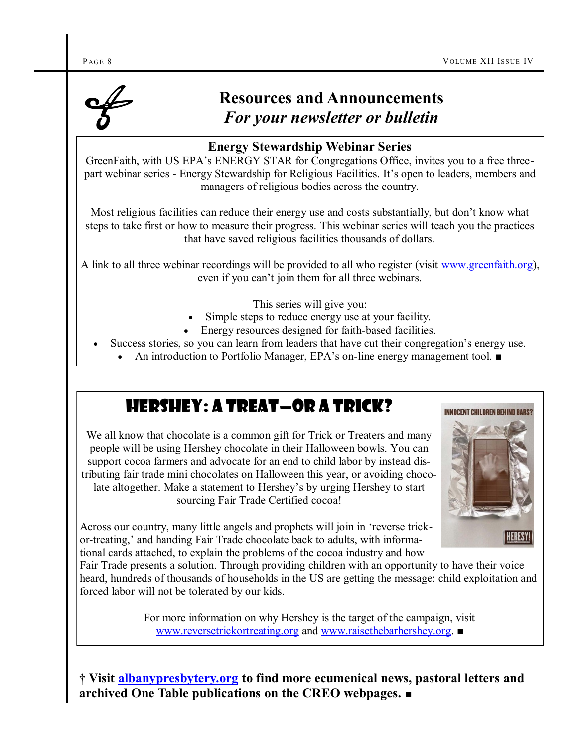# Resources and Announcements
## *For your newsletter or bulletin*

### Energy Stewardship Webinar Series

GreenFaith, with US EPA's ENERGY STAR for Congregations Office, invites you to a free three-part webinar series - Energy Stewardship for Religious Facilities. It's open to leaders, members and managers of religious bodies across the country.

Most religious facilities can reduce their energy use and costs substantially, but don't know what steps to take first or how to measure their progress. This webinar series will teach you the practices that have saved religious facilities thousands of dollars.

A link to all three webinar recordings will be provided to all who register (visit www.greenfaith.org), even if you can't join them for all three webinars.

This series will give you:

- Simple steps to reduce energy use at your facility.
- Energy resources designed for faith-based facilities.
- Success stories, so you can learn from leaders that have cut their congregation's energy use.
- An introduction to Portfolio Manager, EPA's on-line energy management tool. ■

### Hershey: A Treat—or a Trick?

We all know that chocolate is a common gift for Trick or Treaters and many people will be using Hershey chocolate in their Halloween bowls. You can support cocoa farmers and advocate for an end to child labor by instead distributing fair trade mini chocolates on Halloween this year, or avoiding chocolate altogether. Make a statement to Hershey's by urging Hershey to start sourcing Fair Trade Certified cocoa!

Across our country, many little angels and prophets will join in 'reverse trick-or-treating,' and handing Fair Trade chocolate back to adults, with informational cards attached, to explain the problems of the cocoa industry and how Fair Trade presents a solution. Through providing children with an opportunity to have their voice heard, hundreds of thousands of households in the US are getting the message: child exploitation and forced labor will not be tolerated by our kids.

For more information on why Hershey is the target of the campaign, visit www.reversetrickortreating.org and www.raisethebarhershey.org. ■

**† Visit albanypresbytery.org to find more ecumenical news, pastoral letters and archived One Table publications on the CREO webpages. ■**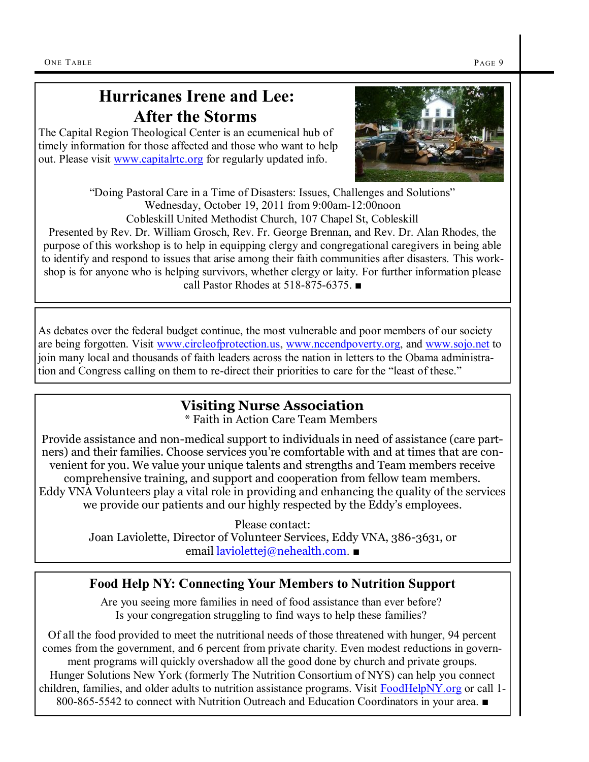## Hurricanes Irene and Lee: After the Storms

The Capital Region Theological Center is an ecumenical hub of timely information for those affected and those who want to help out. Please visit www.capitalrtc.org for regularly updated info.

"Doing Pastoral Care in a Time of Disasters: Issues, Challenges and Solutions"
Wednesday, October 19, 2011 from 9:00am-12:00noon
Cobleskill United Methodist Church, 107 Chapel St, Cobleskill

Presented by Rev. Dr. William Grosch, Rev. Fr. George Brennan, and Rev. Dr. Alan Rhodes, the purpose of this workshop is to help in equipping clergy and congregational caregivers in being able to identify and respond to issues that arise among their faith communities after disasters. This workshop is for anyone who is helping survivors, whether clergy or laity. For further information please call Pastor Rhodes at 518-875-6375. ■

As debates over the federal budget continue, the most vulnerable and poor members of our society are being forgotten. Visit www.circleofprotection.us, www.nccendpoverty.org, and www.sojo.net to join many local and thousands of faith leaders across the nation in letters to the Obama administration and Congress calling on them to re-direct their priorities to care for the "least of these."

## Visiting Nurse Association

* Faith in Action Care Team Members

Provide assistance and non-medical support to individuals in need of assistance (care partners) and their families. Choose services you're comfortable with and at times that are convenient for you. We value your unique talents and strengths and Team members receive comprehensive training, and support and cooperation from fellow team members. Eddy VNA Volunteers play a vital role in providing and enhancing the quality of the services we provide our patients and our highly respected by the Eddy's employees.

Please contact:
Joan Laviolette, Director of Volunteer Services, Eddy VNA, 386-3631, or email laviolettej@nehealth.com. ■

## Food Help NY: Connecting Your Members to Nutrition Support

Are you seeing more families in need of food assistance than ever before?
Is your congregation struggling to find ways to help these families?

Of all the food provided to meet the nutritional needs of those threatened with hunger, 94 percent comes from the government, and 6 percent from private charity. Even modest reductions in government programs will quickly overshadow all the good done by church and private groups. Hunger Solutions New York (formerly The Nutrition Consortium of NYS) can help you connect children, families, and older adults to nutrition assistance programs. Visit FoodHelpNY.org or call 1-800-865-5542 to connect with Nutrition Outreach and Education Coordinators in your area. ■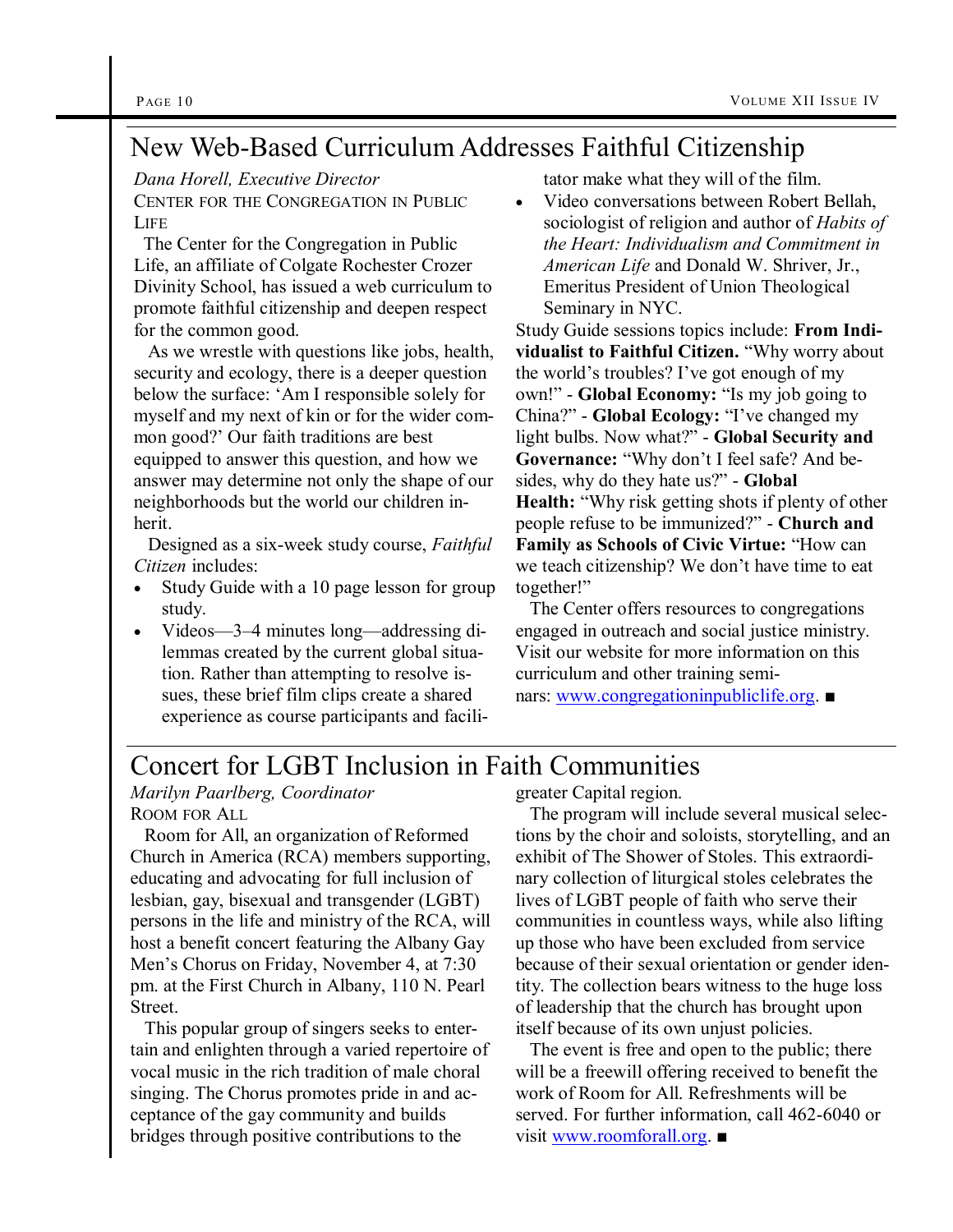## New Web-Based Curriculum Addresses Faithful Citizenship

*Dana Horell, Executive Director*
CENTER FOR THE CONGREGATION IN PUBLIC LIFE

The Center for the Congregation in Public Life, an affiliate of Colgate Rochester Crozer Divinity School, has issued a web curriculum to promote faithful citizenship and deepen respect for the common good.

As we wrestle with questions like jobs, health, security and ecology, there is a deeper question below the surface: 'Am I responsible solely for myself and my next of kin or for the wider common good?' Our faith traditions are best equipped to answer this question, and how we answer may determine not only the shape of our neighborhoods but the world our children inherit.

Designed as a six-week study course, *Faithful Citizen* includes:

- Study Guide with a 10 page lesson for group study.
- Videos—3–4 minutes long—addressing dilemmas created by the current global situation. Rather than attempting to resolve issues, these brief film clips create a shared experience as course participants and facilitator make what they will of the film.
- Video conversations between Robert Bellah, sociologist of religion and author of *Habits of the Heart: Individualism and Commitment in American Life* and Donald W. Shriver, Jr., Emeritus President of Union Theological Seminary in NYC.

Study Guide sessions topics include: **From Individualist to Faithful Citizen.** "Why worry about the world's troubles? I've got enough of my own!" - **Global Economy:** "Is my job going to China?" - **Global Ecology:** "I've changed my light bulbs. Now what?" - **Global Security and Governance:** "Why don't I feel safe? And besides, why do they hate us?" - **Global Health:** "Why risk getting shots if plenty of other people refuse to be immunized?" - **Church and Family as Schools of Civic Virtue:** "How can we teach citizenship? We don't have time to eat together!"

The Center offers resources to congregations engaged in outreach and social justice ministry. Visit our website for more information on this curriculum and other training seminars: www.congregationinpubliclife.org. ■

## Concert for LGBT Inclusion in Faith Communities

*Marilyn Paarlberg, Coordinator*
ROOM FOR ALL

Room for All, an organization of Reformed Church in America (RCA) members supporting, educating and advocating for full inclusion of lesbian, gay, bisexual and transgender (LGBT) persons in the life and ministry of the RCA, will host a benefit concert featuring the Albany Gay Men's Chorus on Friday, November 4, at 7:30 pm. at the First Church in Albany, 110 N. Pearl Street.

This popular group of singers seeks to entertain and enlighten through a varied repertoire of vocal music in the rich tradition of male choral singing. The Chorus promotes pride in and acceptance of the gay community and builds bridges through positive contributions to the greater Capital region.

The program will include several musical selections by the choir and soloists, storytelling, and an exhibit of The Shower of Stoles. This extraordinary collection of liturgical stoles celebrates the lives of LGBT people of faith who serve their communities in countless ways, while also lifting up those who have been excluded from service because of their sexual orientation or gender identity. The collection bears witness to the huge loss of leadership that the church has brought upon itself because of its own unjust policies.

The event is free and open to the public; there will be a freewill offering received to benefit the work of Room for All. Refreshments will be served. For further information, call 462-6040 or visit www.roomforall.org. ■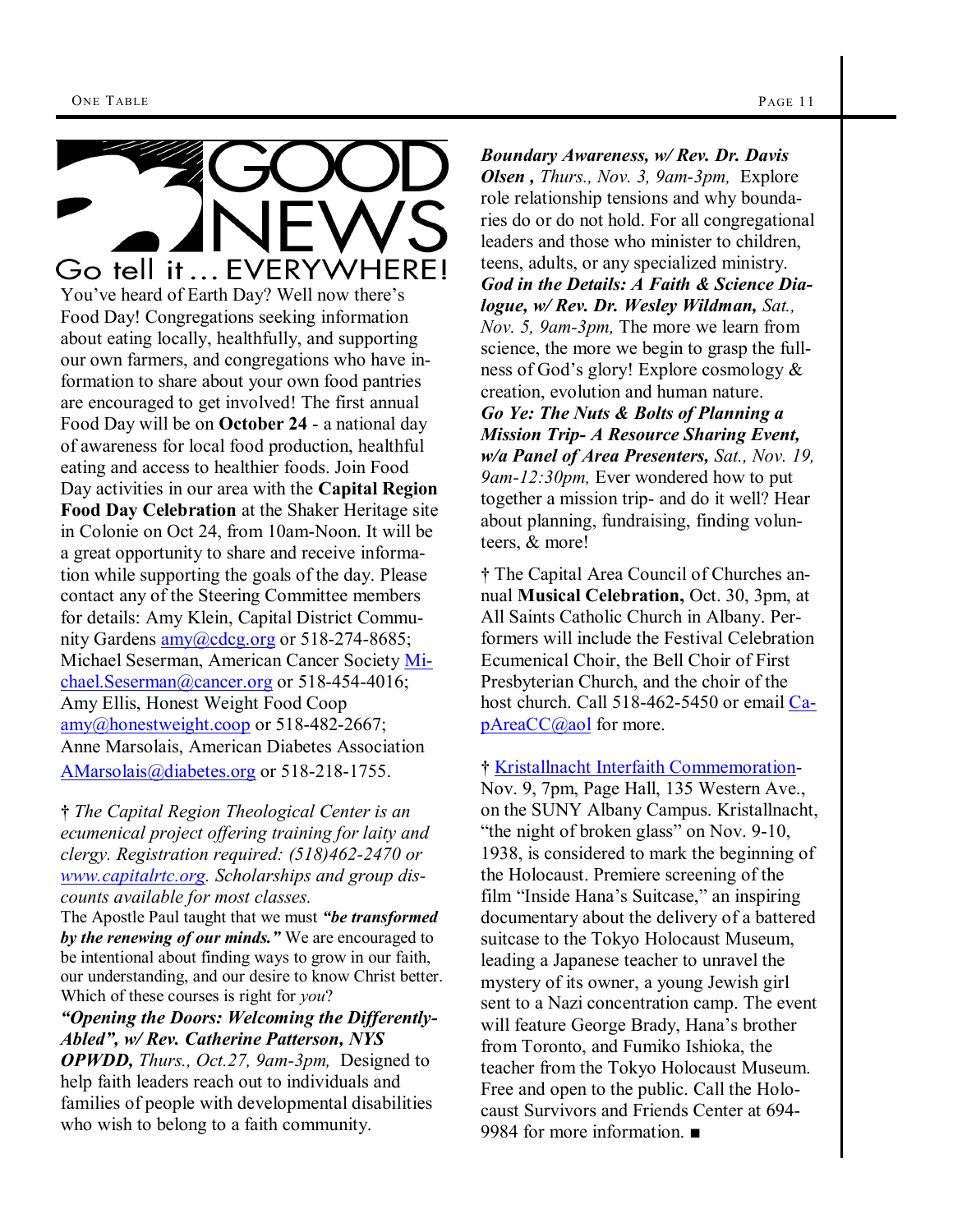# GOOD NEWS

## Go tell it… EVERYWHERE!

You've heard of Earth Day? Well now there's Food Day! Congregations seeking information about eating locally, healthfully, and supporting our own farmers, and congregations who have information to share about your own food pantries are encouraged to get involved! The first annual Food Day will be on **October 24** - a national day of awareness for local food production, healthful eating and access to healthier foods. Join Food Day activities in our area with the **Capital Region Food Day Celebration** at the Shaker Heritage site in Colonie on Oct 24, from 10am-Noon. It will be a great opportunity to share and receive information while supporting the goals of the day. Please contact any of the Steering Committee members for details: Amy Klein, Capital District Community Gardens amy@cdcg.org or 518-274-8685; Michael Seserman, American Cancer Society Michael.Seserman@cancer.org or 518-454-4016; Amy Ellis, Honest Weight Food Coop amy@honestweight.coop or 518-482-2667; Anne Marsolais, American Diabetes Association AMarsolais@diabetes.org or 518-218-1755.

† *The Capital Region Theological Center is an ecumenical project offering training for laity and clergy. Registration required: (518)462-2470 or www.capitalrtc.org. Scholarships and group discounts available for most classes.*

The Apostle Paul taught that we must ***"be transformed by the renewing of our minds."*** We are encouraged to be intentional about finding ways to grow in our faith, our understanding, and our desire to know Christ better. Which of these courses is right for *you*?

***"Opening the Doors: Welcoming the Differently-Abled", w/ Rev. Catherine Patterson, NYS OPWDD,*** *Thurs., Oct.27, 9am-3pm,* Designed to help faith leaders reach out to individuals and families of people with developmental disabilities who wish to belong to a faith community.

***Boundary Awareness, w/ Rev. Dr. Davis Olsen ,*** *Thurs., Nov. 3, 9am-3pm,* Explore role relationship tensions and why boundaries do or do not hold. For all congregational leaders and those who minister to children, teens, adults, or any specialized ministry.

***God in the Details: A Faith & Science Dialogue, w/ Rev. Dr. Wesley Wildman,*** *Sat., Nov. 5, 9am-3pm,* The more we learn from science, the more we begin to grasp the fullness of God's glory! Explore cosmology & creation, evolution and human nature.

***Go Ye: The Nuts & Bolts of Planning a Mission Trip- A Resource Sharing Event, w/a Panel of Area Presenters,*** *Sat., Nov. 19, 9am-12:30pm,* Ever wondered how to put together a mission trip- and do it well? Hear about planning, fundraising, finding volunteers, & more!

† The Capital Area Council of Churches annual **Musical Celebration,** Oct. 30, 3pm, at All Saints Catholic Church in Albany. Performers will include the Festival Celebration Ecumenical Choir, the Bell Choir of First Presbyterian Church, and the choir of the host church. Call 518-462-5450 or email CapAreaCC@aol for more.

† Kristallnacht Interfaith Commemoration- Nov. 9, 7pm, Page Hall, 135 Western Ave., on the SUNY Albany Campus. Kristallnacht, "the night of broken glass" on Nov. 9-10, 1938, is considered to mark the beginning of the Holocaust. Premiere screening of the film "Inside Hana's Suitcase," an inspiring documentary about the delivery of a battered suitcase to the Tokyo Holocaust Museum, leading a Japanese teacher to unravel the mystery of its owner, a young Jewish girl sent to a Nazi concentration camp. The event will feature George Brady, Hana's brother from Toronto, and Fumiko Ishioka, the teacher from the Tokyo Holocaust Museum. Free and open to the public. Call the Holocaust Survivors and Friends Center at 694-9984 for more information. ■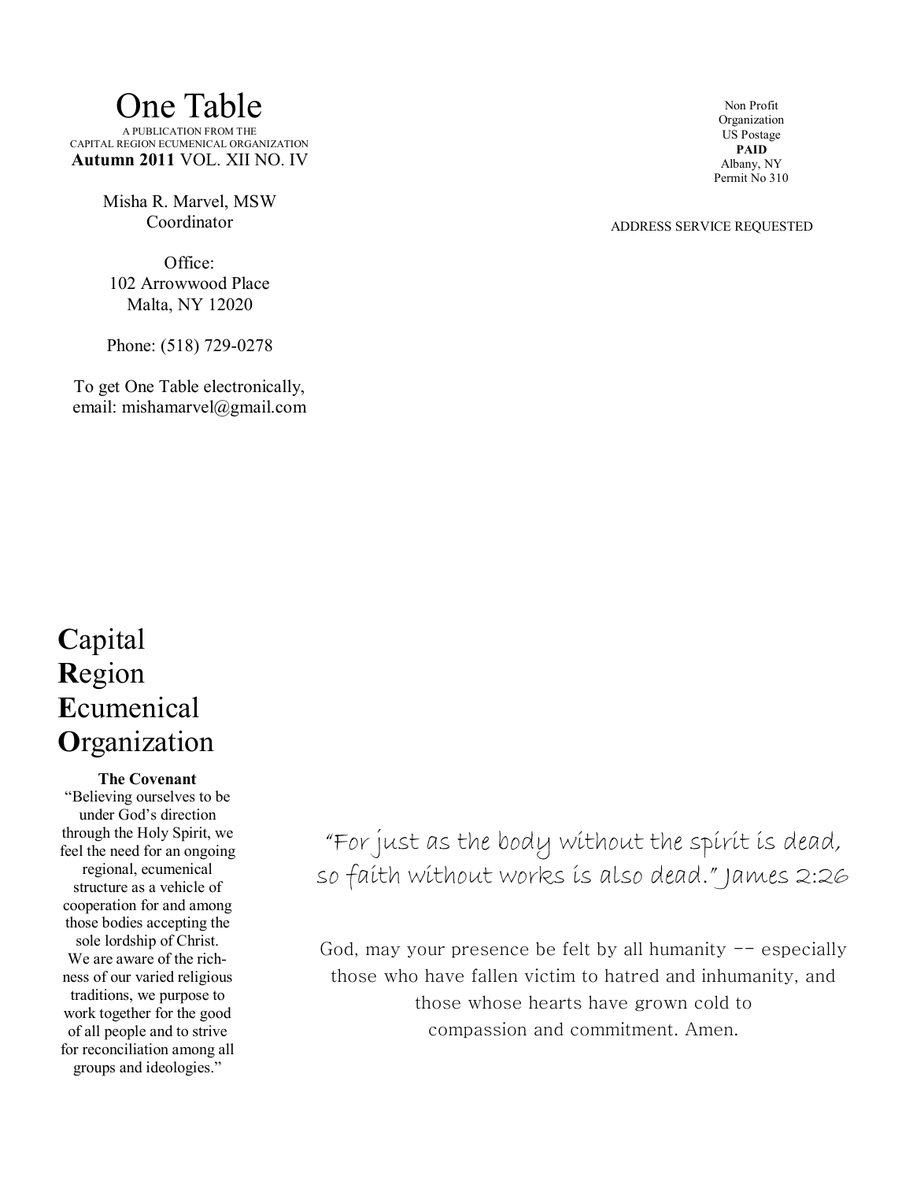# One Table

A PUBLICATION FROM THE
CAPITAL REGION ECUMENICAL ORGANIZATION
**Autumn 2011** VOL. XII NO. IV

Misha R. Marvel, MSW
Coordinator

Office:
102 Arrowwood Place
Malta, NY 12020

Phone: (518) 729-0278

To get One Table electronically,
email: mishamarvel@gmail.com

Non Profit
Organization
US Postage
**PAID**
Albany, NY
Permit No 310

ADDRESS SERVICE REQUESTED

## **C**apital **R**egion **E**cumenical **O**rganization

**The Covenant**

"Believing ourselves to be under God's direction through the Holy Spirit, we feel the need for an ongoing regional, ecumenical structure as a vehicle of cooperation for and among those bodies accepting the sole lordship of Christ. We are aware of the richness of our varied religious traditions, we purpose to work together for the good of all people and to strive for reconciliation among all groups and ideologies."

"For just as the body without the spirit is dead, so faith without works is also dead." James 2:26

God, may your presence be felt by all humanity -- especially those who have fallen victim to hatred and inhumanity, and those whose hearts have grown cold to compassion and commitment. Amen.